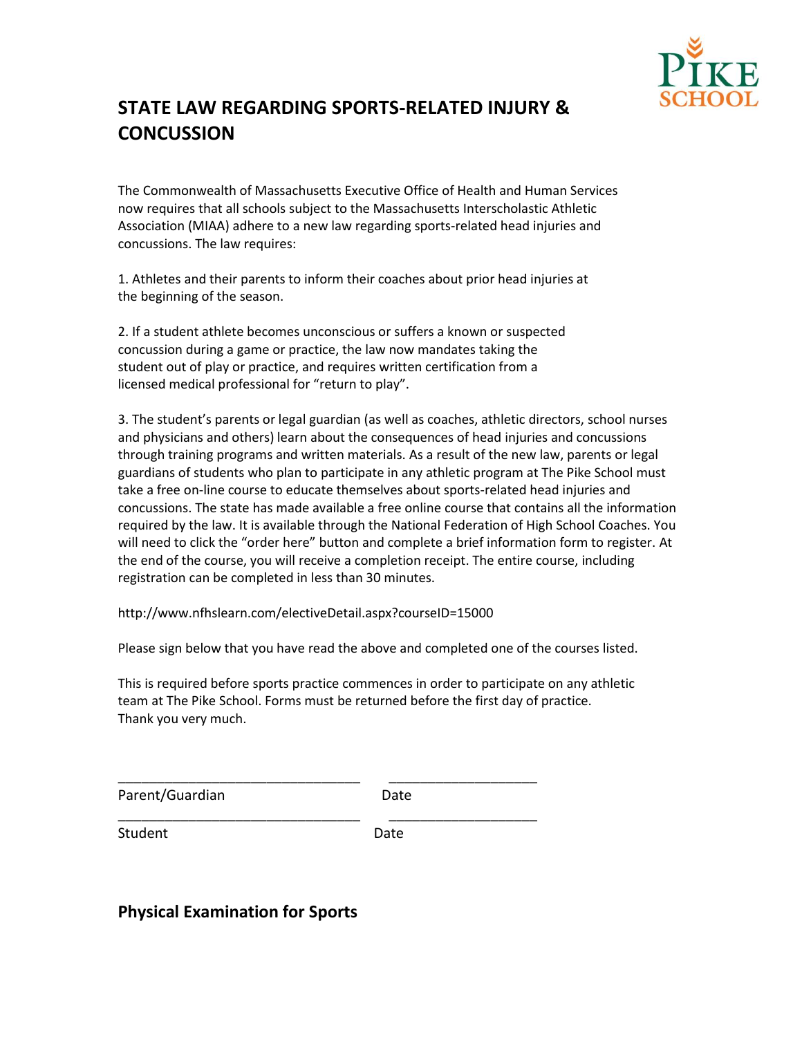PIKE SCHOOL

# STATE LAW REGARDING SPORTS-RELATED INJURY & CONCUSSION

The Commonwealth of Massachusetts Executive Office of Health and Human Services now requires that all schools subject to the Massachusetts Interscholastic Athletic Association (MIAA) adhere to a new law regarding sports-related head injuries and concussions. The law requires:

1. Athletes and their parents to inform their coaches about prior head injuries at the beginning of the season.

2. If a student athlete becomes unconscious or suffers a known or suspected concussion during a game or practice, the law now mandates taking the student out of play or practice, and requires written certification from a licensed medical professional for "return to play".

3. The student's parents or legal guardian (as well as coaches, athletic directors, school nurses and physicians and others) learn about the consequences of head injuries and concussions through training programs and written materials. As a result of the new law, parents or legal guardians of students who plan to participate in any athletic program at The Pike School must take a free on-line course to educate themselves about sports-related head injuries and concussions. The state has made available a free online course that contains all the information required by the law. It is available through the National Federation of High School Coaches. You will need to click the "order here" button and complete a brief information form to register. At the end of the course, you will receive a completion receipt. The entire course, including registration can be completed in less than 30 minutes.

http://www.nfhslearn.com/electiveDetail.aspx?courseID=15000

Please sign below that you have read the above and completed one of the courses listed.

This is required before sports practice commences in order to participate on any athletic team at The Pike School. Forms must be returned before the first day of practice. Thank you very much.

_______________________________ ___________________

Parent/Guardian Date

_______________________________ ___________________

Student Date

## Physical Examination for Sports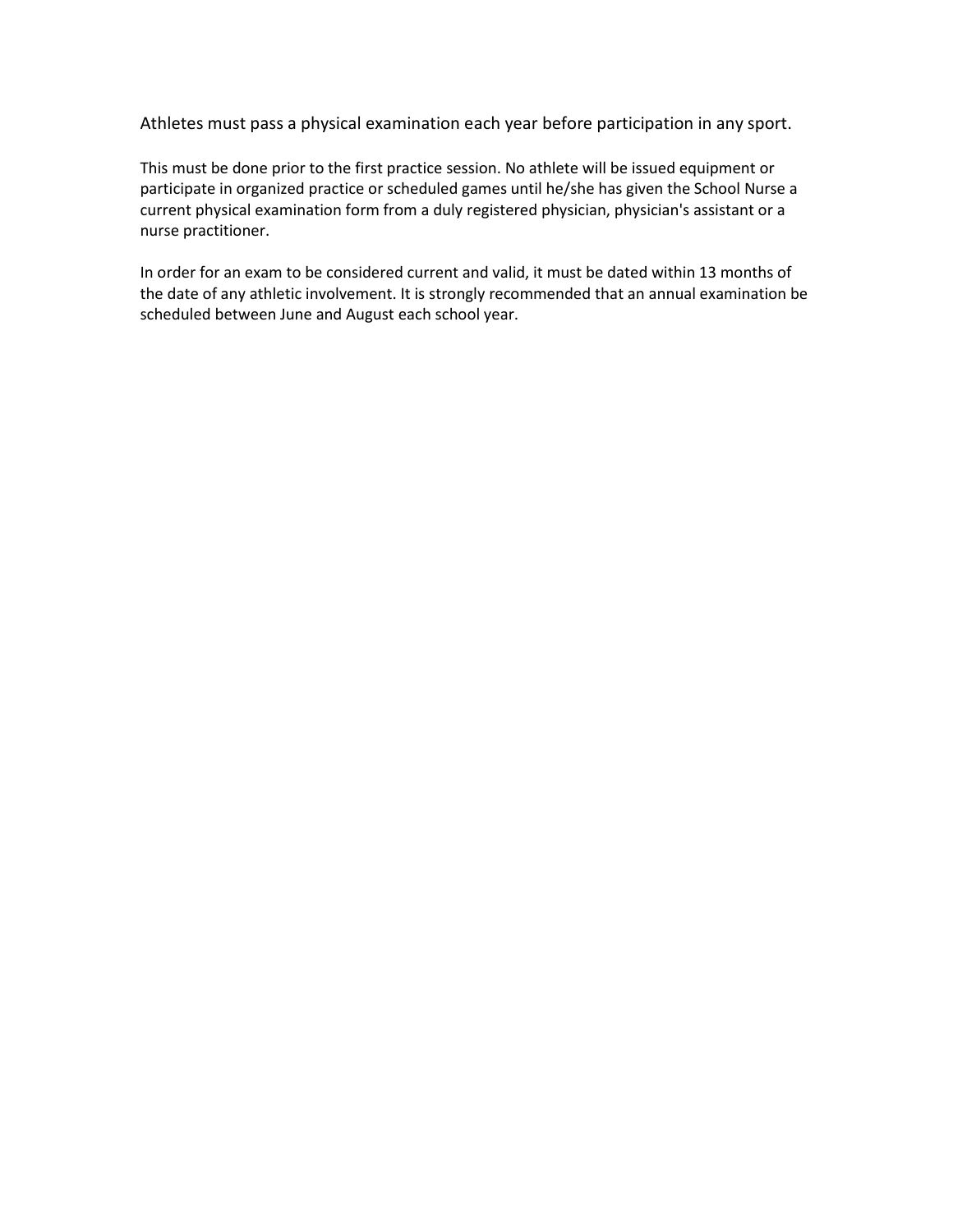Athletes must pass a physical examination each year before participation in any sport.

This must be done prior to the first practice session. No athlete will be issued equipment or participate in organized practice or scheduled games until he/she has given the School Nurse a current physical examination form from a duly registered physician, physician's assistant or a nurse practitioner.

In order for an exam to be considered current and valid, it must be dated within 13 months of the date of any athletic involvement. It is strongly recommended that an annual examination be scheduled between June and August each school year.